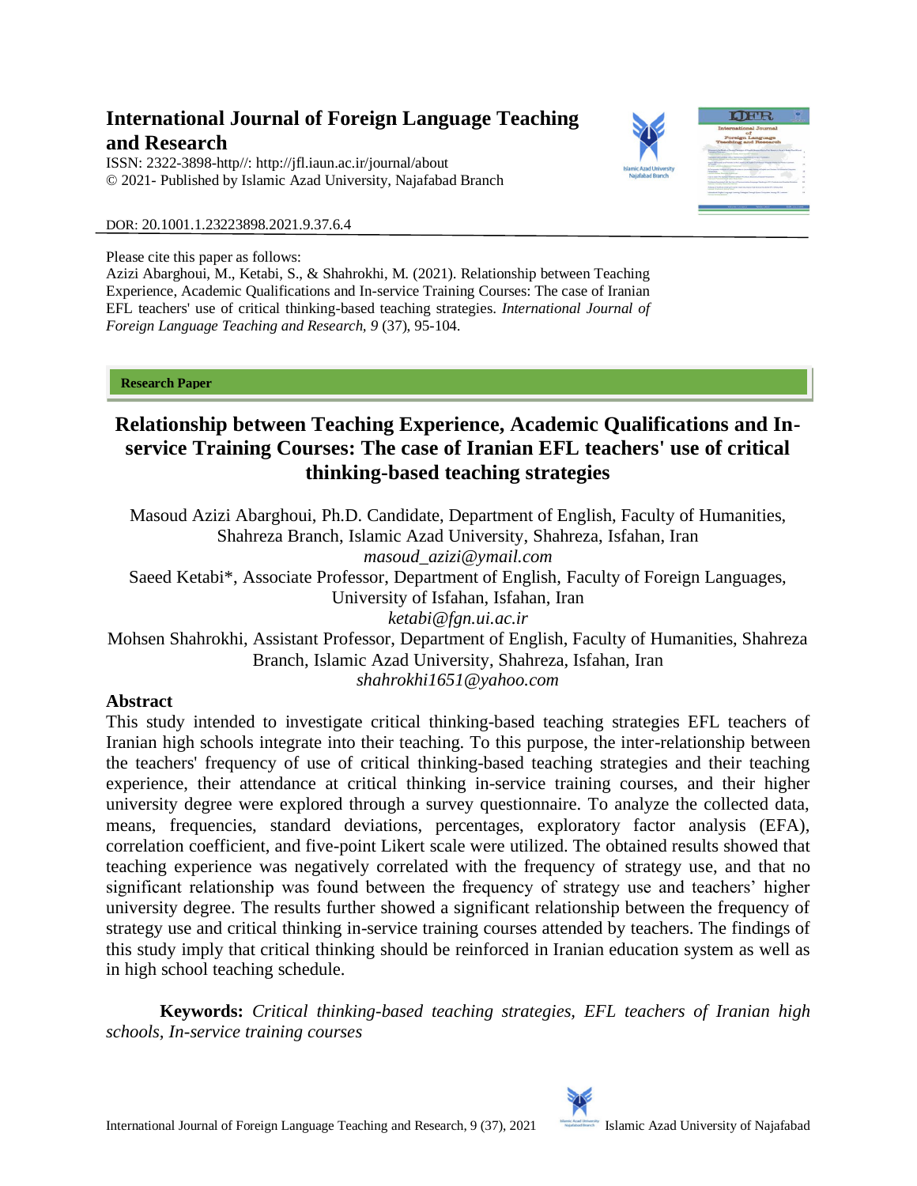**International Journal of Foreign Language Teaching and Research**

ISSN: 2322-3898-http//: http://jfl.iaun.ac.ir/journal/about
© 2021- Published by Islamic Azad University, Najafabad Branch

DOR: 20.1001.1.23223898.2021.9.37.6.4

Please cite this paper as follows:
Azizi Abarghoui, M., Ketabi, S., & Shahrokhi, M. (2021). Relationship between Teaching Experience, Academic Qualifications and In-service Training Courses: The case of Iranian EFL teachers' use of critical thinking-based teaching strategies. *International Journal of Foreign Language Teaching and Research, 9* (37), 95-104.

**Research Paper**

# Relationship between Teaching Experience, Academic Qualifications and In-service Training Courses: The case of Iranian EFL teachers' use of critical thinking-based teaching strategies

Masoud Azizi Abarghoui, Ph.D. Candidate, Department of English, Faculty of Humanities, Shahreza Branch, Islamic Azad University, Shahreza, Isfahan, Iran
*masoud_azizi@ymail.com*

Saeed Ketabi*, Associate Professor, Department of English, Faculty of Foreign Languages, University of Isfahan, Isfahan, Iran
*ketabi@fgn.ui.ac.ir*

Mohsen Shahrokhi, Assistant Professor, Department of English, Faculty of Humanities, Shahreza Branch, Islamic Azad University, Shahreza, Isfahan, Iran
*shahrokhi1651@yahoo.com*

## Abstract

This study intended to investigate critical thinking-based teaching strategies EFL teachers of Iranian high schools integrate into their teaching. To this purpose, the inter-relationship between the teachers' frequency of use of critical thinking-based teaching strategies and their teaching experience, their attendance at critical thinking in-service training courses, and their higher university degree were explored through a survey questionnaire. To analyze the collected data, means, frequencies, standard deviations, percentages, exploratory factor analysis (EFA), correlation coefficient, and five-point Likert scale were utilized. The obtained results showed that teaching experience was negatively correlated with the frequency of strategy use, and that no significant relationship was found between the frequency of strategy use and teachers' higher university degree. The results further showed a significant relationship between the frequency of strategy use and critical thinking in-service training courses attended by teachers. The findings of this study imply that critical thinking should be reinforced in Iranian education system as well as in high school teaching schedule.

**Keywords:** *Critical thinking-based teaching strategies, EFL teachers of Iranian high schools, In-service training courses*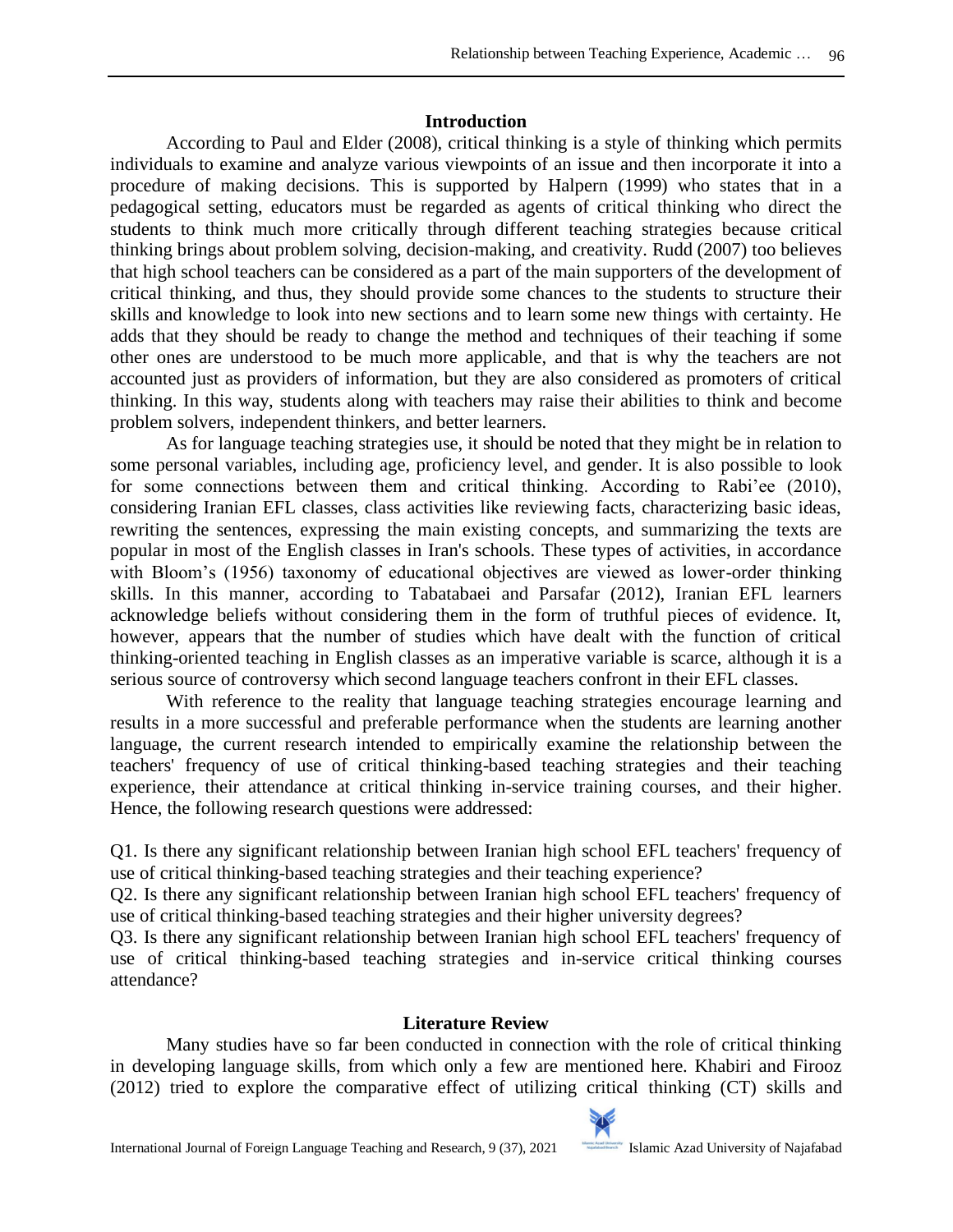## Introduction

According to Paul and Elder (2008), critical thinking is a style of thinking which permits individuals to examine and analyze various viewpoints of an issue and then incorporate it into a procedure of making decisions. This is supported by Halpern (1999) who states that in a pedagogical setting, educators must be regarded as agents of critical thinking who direct the students to think much more critically through different teaching strategies because critical thinking brings about problem solving, decision-making, and creativity. Rudd (2007) too believes that high school teachers can be considered as a part of the main supporters of the development of critical thinking, and thus, they should provide some chances to the students to structure their skills and knowledge to look into new sections and to learn some new things with certainty. He adds that they should be ready to change the method and techniques of their teaching if some other ones are understood to be much more applicable, and that is why the teachers are not accounted just as providers of information, but they are also considered as promoters of critical thinking. In this way, students along with teachers may raise their abilities to think and become problem solvers, independent thinkers, and better learners.

As for language teaching strategies use, it should be noted that they might be in relation to some personal variables, including age, proficiency level, and gender. It is also possible to look for some connections between them and critical thinking. According to Rabi'ee (2010), considering Iranian EFL classes, class activities like reviewing facts, characterizing basic ideas, rewriting the sentences, expressing the main existing concepts, and summarizing the texts are popular in most of the English classes in Iran's schools. These types of activities, in accordance with Bloom's (1956) taxonomy of educational objectives are viewed as lower-order thinking skills. In this manner, according to Tabatabaei and Parsafar (2012), Iranian EFL learners acknowledge beliefs without considering them in the form of truthful pieces of evidence. It, however, appears that the number of studies which have dealt with the function of critical thinking-oriented teaching in English classes as an imperative variable is scarce, although it is a serious source of controversy which second language teachers confront in their EFL classes.

With reference to the reality that language teaching strategies encourage learning and results in a more successful and preferable performance when the students are learning another language, the current research intended to empirically examine the relationship between the teachers' frequency of use of critical thinking-based teaching strategies and their teaching experience, their attendance at critical thinking in-service training courses, and their higher. Hence, the following research questions were addressed:

Q1. Is there any significant relationship between Iranian high school EFL teachers' frequency of use of critical thinking-based teaching strategies and their teaching experience?

Q2. Is there any significant relationship between Iranian high school EFL teachers' frequency of use of critical thinking-based teaching strategies and their higher university degrees?

Q3. Is there any significant relationship between Iranian high school EFL teachers' frequency of use of critical thinking-based teaching strategies and in-service critical thinking courses attendance?

## Literature Review

Many studies have so far been conducted in connection with the role of critical thinking in developing language skills, from which only a few are mentioned here. Khabiri and Firooz (2012) tried to explore the comparative effect of utilizing critical thinking (CT) skills and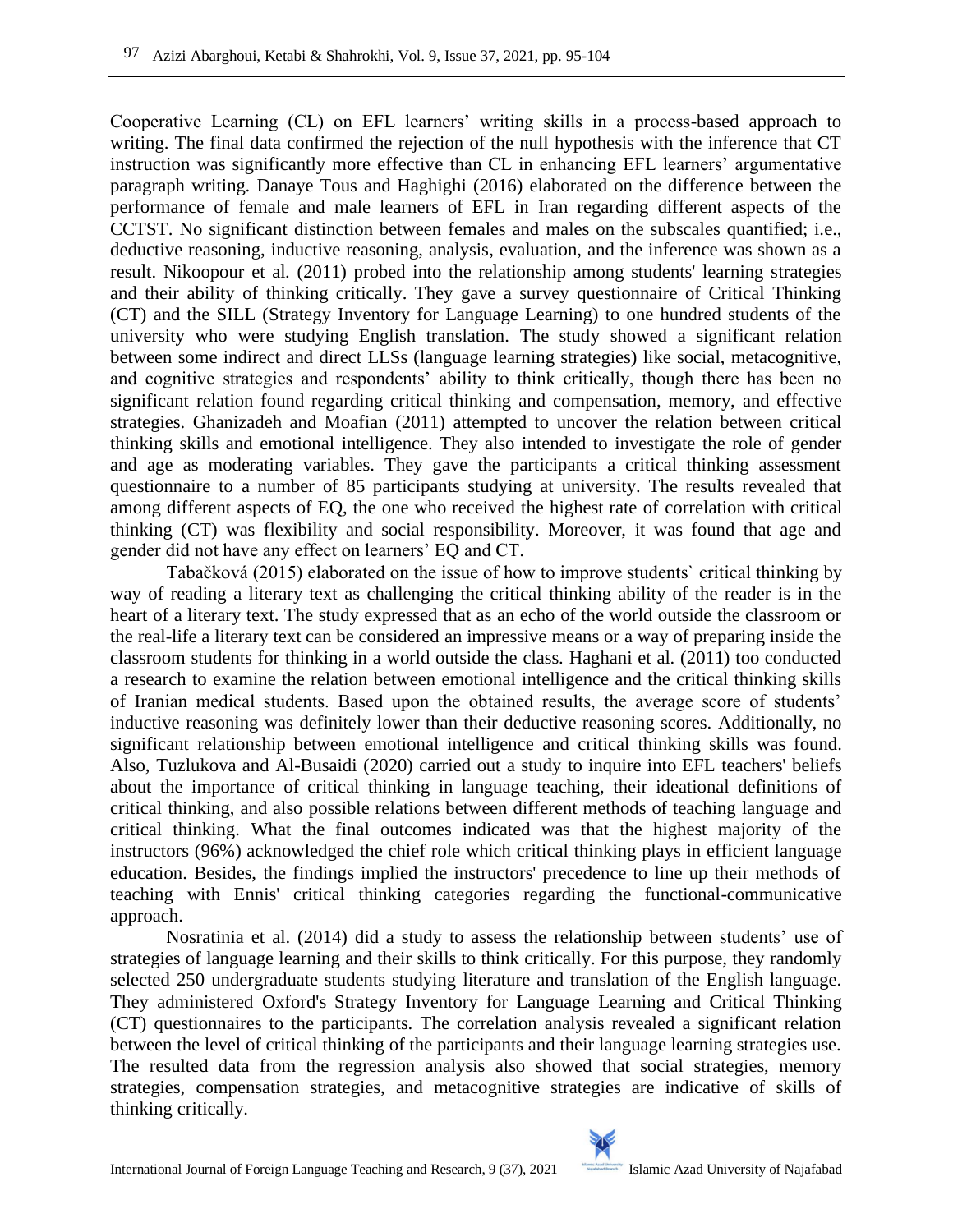Cooperative Learning (CL) on EFL learners' writing skills in a process-based approach to writing. The final data confirmed the rejection of the null hypothesis with the inference that CT instruction was significantly more effective than CL in enhancing EFL learners' argumentative paragraph writing. Danaye Tous and Haghighi (2016) elaborated on the difference between the performance of female and male learners of EFL in Iran regarding different aspects of the CCTST. No significant distinction between females and males on the subscales quantified; i.e., deductive reasoning, inductive reasoning, analysis, evaluation, and the inference was shown as a result. Nikoopour et al. (2011) probed into the relationship among students' learning strategies and their ability of thinking critically. They gave a survey questionnaire of Critical Thinking (CT) and the SILL (Strategy Inventory for Language Learning) to one hundred students of the university who were studying English translation. The study showed a significant relation between some indirect and direct LLSs (language learning strategies) like social, metacognitive, and cognitive strategies and respondents' ability to think critically, though there has been no significant relation found regarding critical thinking and compensation, memory, and effective strategies. Ghanizadeh and Moafian (2011) attempted to uncover the relation between critical thinking skills and emotional intelligence. They also intended to investigate the role of gender and age as moderating variables. They gave the participants a critical thinking assessment questionnaire to a number of 85 participants studying at university. The results revealed that among different aspects of EQ, the one who received the highest rate of correlation with critical thinking (CT) was flexibility and social responsibility. Moreover, it was found that age and gender did not have any effect on learners' EQ and CT.

Tabačková (2015) elaborated on the issue of how to improve students` critical thinking by way of reading a literary text as challenging the critical thinking ability of the reader is in the heart of a literary text. The study expressed that as an echo of the world outside the classroom or the real-life a literary text can be considered an impressive means or a way of preparing inside the classroom students for thinking in a world outside the class. Haghani et al. (2011) too conducted a research to examine the relation between emotional intelligence and the critical thinking skills of Iranian medical students. Based upon the obtained results, the average score of students' inductive reasoning was definitely lower than their deductive reasoning scores. Additionally, no significant relationship between emotional intelligence and critical thinking skills was found. Also, Tuzlukova and Al-Busaidi (2020) carried out a study to inquire into EFL teachers' beliefs about the importance of critical thinking in language teaching, their ideational definitions of critical thinking, and also possible relations between different methods of teaching language and critical thinking. What the final outcomes indicated was that the highest majority of the instructors (96%) acknowledged the chief role which critical thinking plays in efficient language education. Besides, the findings implied the instructors' precedence to line up their methods of teaching with Ennis' critical thinking categories regarding the functional-communicative approach.

Nosratinia et al. (2014) did a study to assess the relationship between students' use of strategies of language learning and their skills to think critically. For this purpose, they randomly selected 250 undergraduate students studying literature and translation of the English language. They administered Oxford's Strategy Inventory for Language Learning and Critical Thinking (CT) questionnaires to the participants. The correlation analysis revealed a significant relation between the level of critical thinking of the participants and their language learning strategies use. The resulted data from the regression analysis also showed that social strategies, memory strategies, compensation strategies, and metacognitive strategies are indicative of skills of thinking critically.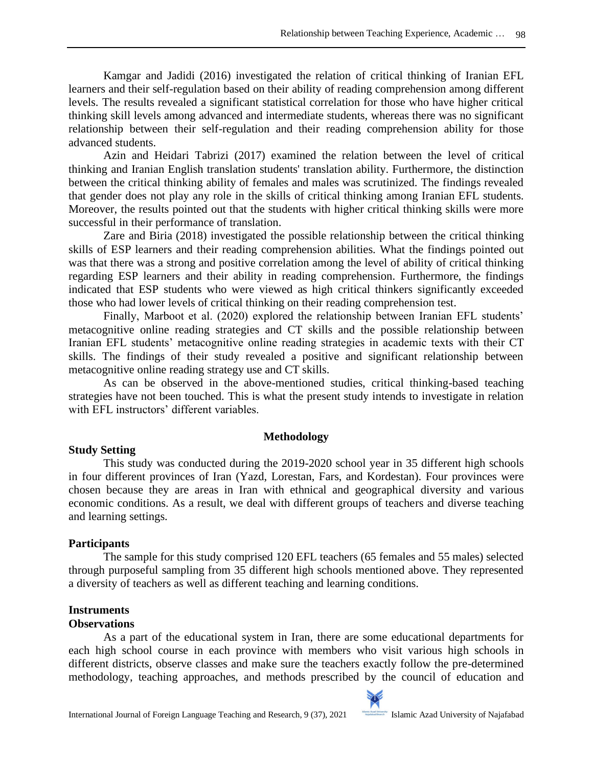Kamgar and Jadidi (2016) investigated the relation of critical thinking of Iranian EFL learners and their self-regulation based on their ability of reading comprehension among different levels. The results revealed a significant statistical correlation for those who have higher critical thinking skill levels among advanced and intermediate students, whereas there was no significant relationship between their self-regulation and their reading comprehension ability for those advanced students.

Azin and Heidari Tabrizi (2017) examined the relation between the level of critical thinking and Iranian English translation students' translation ability. Furthermore, the distinction between the critical thinking ability of females and males was scrutinized. The findings revealed that gender does not play any role in the skills of critical thinking among Iranian EFL students. Moreover, the results pointed out that the students with higher critical thinking skills were more successful in their performance of translation.

Zare and Biria (2018) investigated the possible relationship between the critical thinking skills of ESP learners and their reading comprehension abilities. What the findings pointed out was that there was a strong and positive correlation among the level of ability of critical thinking regarding ESP learners and their ability in reading comprehension. Furthermore, the findings indicated that ESP students who were viewed as high critical thinkers significantly exceeded those who had lower levels of critical thinking on their reading comprehension test.

Finally, Marboot et al. (2020) explored the relationship between Iranian EFL students' metacognitive online reading strategies and CT skills and the possible relationship between Iranian EFL students' metacognitive online reading strategies in academic texts with their CT skills. The findings of their study revealed a positive and significant relationship between metacognitive online reading strategy use and CT skills.

As can be observed in the above-mentioned studies, critical thinking-based teaching strategies have not been touched. This is what the present study intends to investigate in relation with EFL instructors' different variables.

## Methodology

### Study Setting

This study was conducted during the 2019-2020 school year in 35 different high schools in four different provinces of Iran (Yazd, Lorestan, Fars, and Kordestan). Four provinces were chosen because they are areas in Iran with ethnical and geographical diversity and various economic conditions. As a result, we deal with different groups of teachers and diverse teaching and learning settings.

### Participants

The sample for this study comprised 120 EFL teachers (65 females and 55 males) selected through purposeful sampling from 35 different high schools mentioned above. They represented a diversity of teachers as well as different teaching and learning conditions.

### Instruments

#### Observations

As a part of the educational system in Iran, there are some educational departments for each high school course in each province with members who visit various high schools in different districts, observe classes and make sure the teachers exactly follow the pre-determined methodology, teaching approaches, and methods prescribed by the council of education and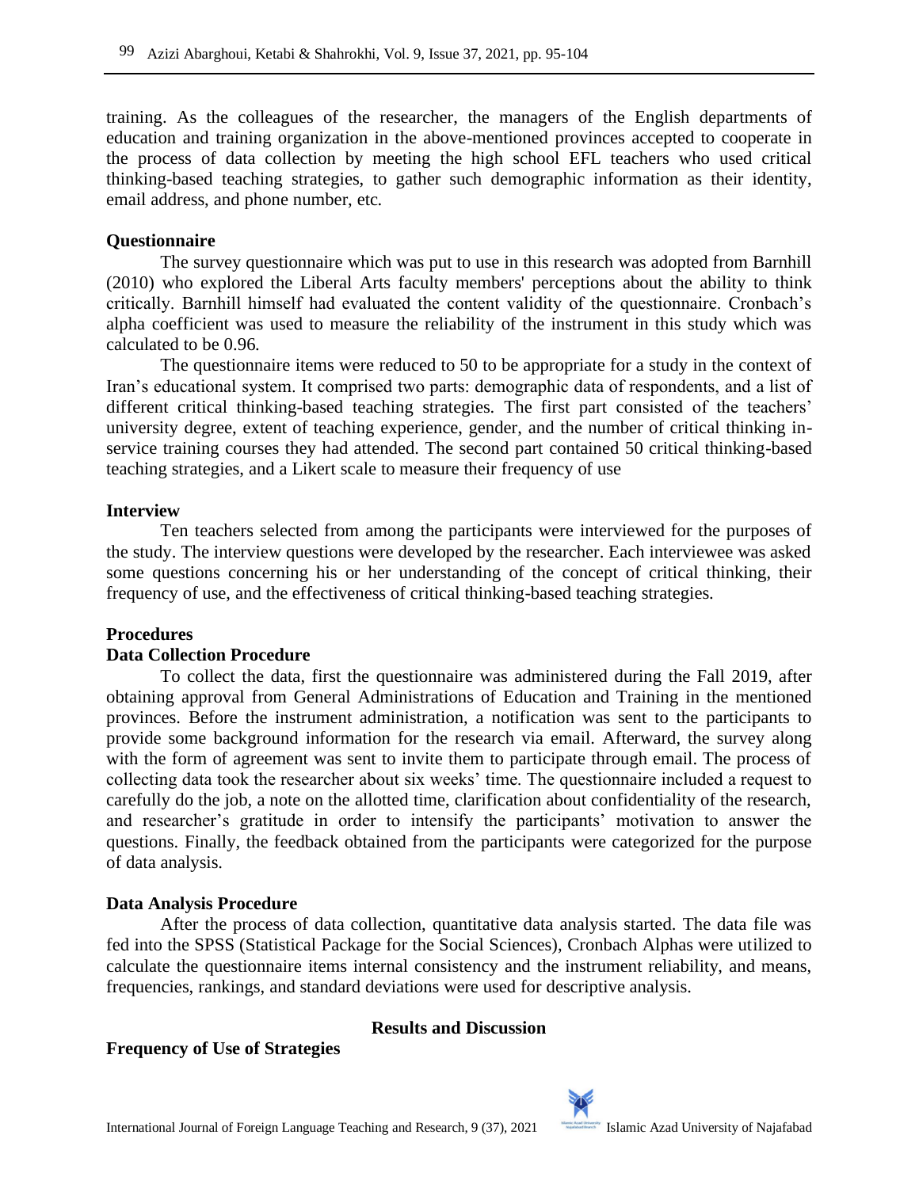training. As the colleagues of the researcher, the managers of the English departments of education and training organization in the above-mentioned provinces accepted to cooperate in the process of data collection by meeting the high school EFL teachers who used critical thinking-based teaching strategies, to gather such demographic information as their identity, email address, and phone number, etc.

### Questionnaire

The survey questionnaire which was put to use in this research was adopted from Barnhill (2010) who explored the Liberal Arts faculty members' perceptions about the ability to think critically. Barnhill himself had evaluated the content validity of the questionnaire. Cronbach's alpha coefficient was used to measure the reliability of the instrument in this study which was calculated to be 0.96.

The questionnaire items were reduced to 50 to be appropriate for a study in the context of Iran's educational system. It comprised two parts: demographic data of respondents, and a list of different critical thinking-based teaching strategies. The first part consisted of the teachers' university degree, extent of teaching experience, gender, and the number of critical thinking in-service training courses they had attended. The second part contained 50 critical thinking-based teaching strategies, and a Likert scale to measure their frequency of use

### Interview

Ten teachers selected from among the participants were interviewed for the purposes of the study. The interview questions were developed by the researcher. Each interviewee was asked some questions concerning his or her understanding of the concept of critical thinking, their frequency of use, and the effectiveness of critical thinking-based teaching strategies.

### Procedures

### Data Collection Procedure

To collect the data, first the questionnaire was administered during the Fall 2019, after obtaining approval from General Administrations of Education and Training in the mentioned provinces. Before the instrument administration, a notification was sent to the participants to provide some background information for the research via email. Afterward, the survey along with the form of agreement was sent to invite them to participate through email. The process of collecting data took the researcher about six weeks' time. The questionnaire included a request to carefully do the job, a note on the allotted time, clarification about confidentiality of the research, and researcher's gratitude in order to intensify the participants' motivation to answer the questions. Finally, the feedback obtained from the participants were categorized for the purpose of data analysis.

### Data Analysis Procedure

After the process of data collection, quantitative data analysis started. The data file was fed into the SPSS (Statistical Package for the Social Sciences), Cronbach Alphas were utilized to calculate the questionnaire items internal consistency and the instrument reliability, and means, frequencies, rankings, and standard deviations were used for descriptive analysis.

## Results and Discussion

### Frequency of Use of Strategies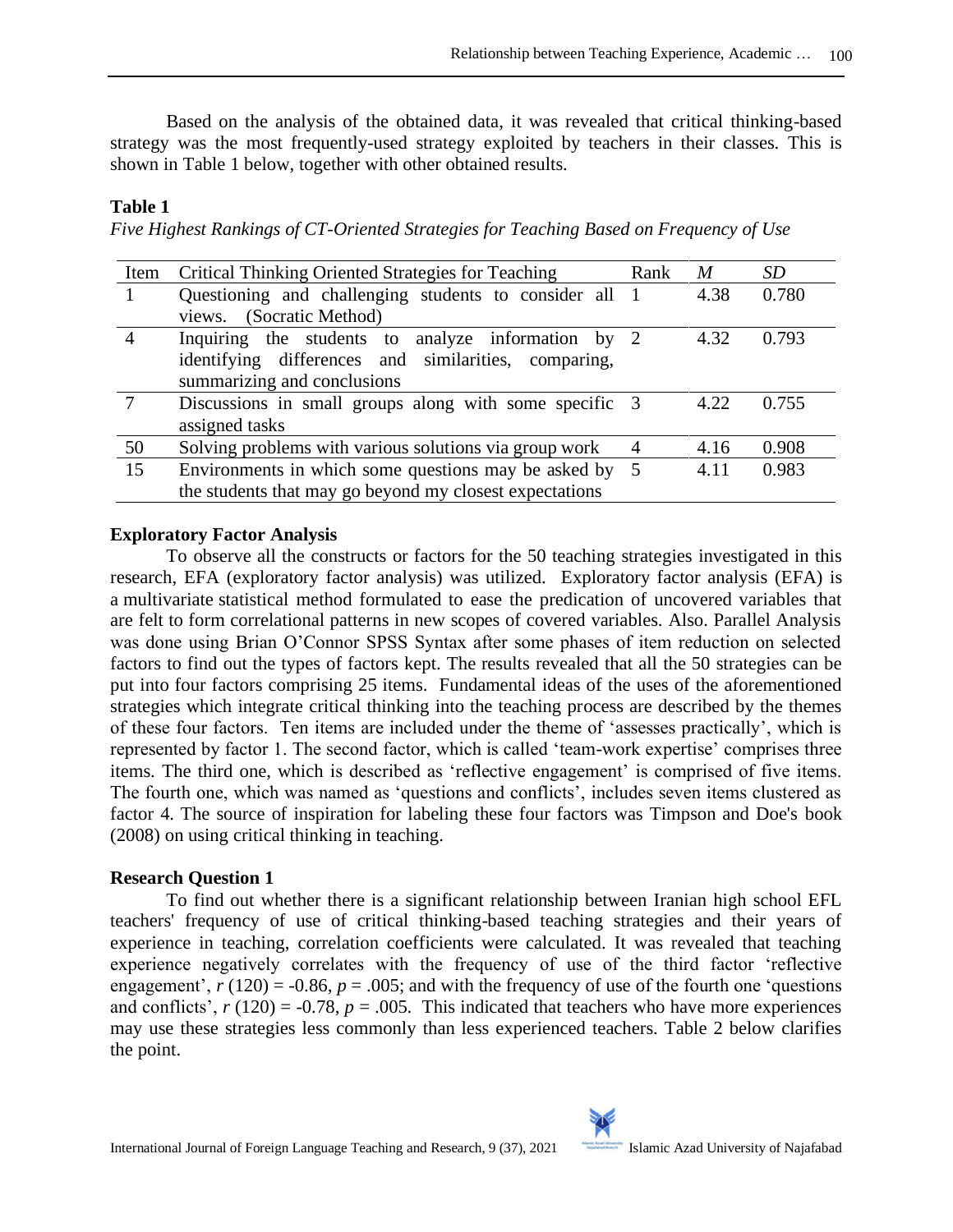Based on the analysis of the obtained data, it was revealed that critical thinking-based strategy was the most frequently-used strategy exploited by teachers in their classes. This is shown in Table 1 below, together with other obtained results.

**Table 1**

*Five Highest Rankings of CT-Oriented Strategies for Teaching Based on Frequency of Use*

| Item | Critical Thinking Oriented Strategies for Teaching | Rank | *M* | *SD* |
|---|---|---|---|---|
| 1 | Questioning and challenging students to consider all views. (Socratic Method) | 1 | 4.38 | 0.780 |
| 4 | Inquiring the students to analyze information by identifying differences and similarities, comparing, summarizing and conclusions | 2 | 4.32 | 0.793 |
| 7 | Discussions in small groups along with some specific assigned tasks | 3 | 4.22 | 0.755 |
| 50 | Solving problems with various solutions via group work | 4 | 4.16 | 0.908 |
| 15 | Environments in which some questions may be asked by the students that may go beyond my closest expectations | 5 | 4.11 | 0.983 |

**Exploratory Factor Analysis**

To observe all the constructs or factors for the 50 teaching strategies investigated in this research, EFA (exploratory factor analysis) was utilized. Exploratory factor analysis (EFA) is a multivariate statistical method formulated to ease the predication of uncovered variables that are felt to form correlational patterns in new scopes of covered variables. Also. Parallel Analysis was done using Brian O'Connor SPSS Syntax after some phases of item reduction on selected factors to find out the types of factors kept. The results revealed that all the 50 strategies can be put into four factors comprising 25 items. Fundamental ideas of the uses of the aforementioned strategies which integrate critical thinking into the teaching process are described by the themes of these four factors. Ten items are included under the theme of 'assesses practically', which is represented by factor 1. The second factor, which is called 'team-work expertise' comprises three items. The third one, which is described as 'reflective engagement' is comprised of five items. The fourth one, which was named as 'questions and conflicts', includes seven items clustered as factor 4. The source of inspiration for labeling these four factors was Timpson and Doe's book (2008) on using critical thinking in teaching.

**Research Question 1**

To find out whether there is a significant relationship between Iranian high school EFL teachers' frequency of use of critical thinking-based teaching strategies and their years of experience in teaching, correlation coefficients were calculated. It was revealed that teaching experience negatively correlates with the frequency of use of the third factor 'reflective engagement', $r$ (120) = -0.86, $p$ = .005; and with the frequency of use of the fourth one 'questions and conflicts', $r$ (120) = -0.78, $p$ = .005. This indicated that teachers who have more experiences may use these strategies less commonly than less experienced teachers. Table 2 below clarifies the point.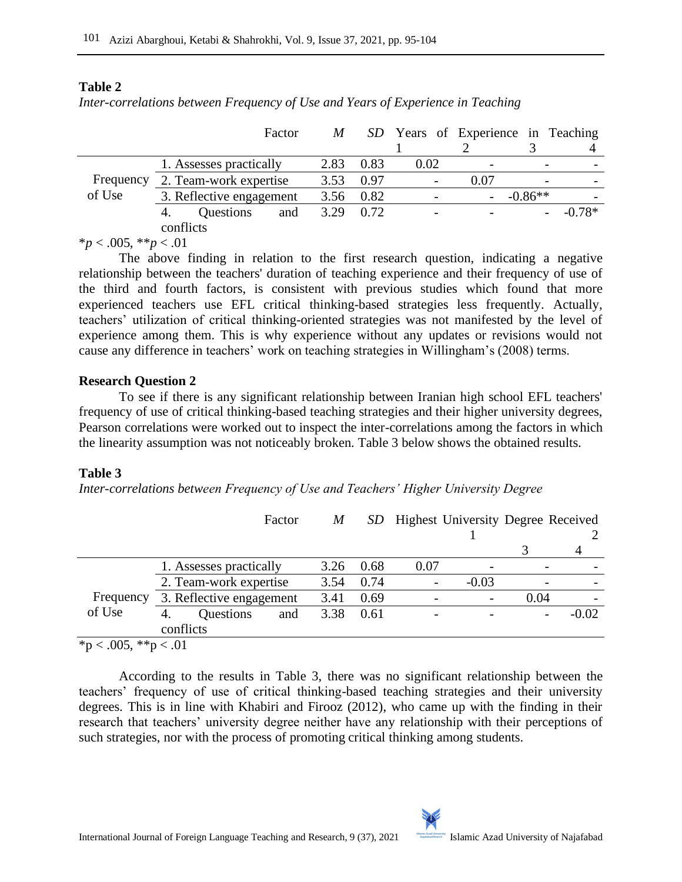**Table 2**

*Inter-correlations between Frequency of Use and Years of Experience in Teaching*

| | Factor | *M* | *SD* | Years of Experience in Teaching | | | |
|---|---|---|---|---|---|---|---|
| | | | | 1 | 2 | 3 | 4 |
| Frequency of Use | 1. Assesses practically | 2.83 | 0.83 | 0.02 | - | - | - |
| | 2. Team-work expertise | 3.53 | 0.97 | - | 0.07 | - | - |
| | 3. Reflective engagement | 3.56 | 0.82 | - | - | -0.86** | - |
| | 4. Questions and conflicts | 3.29 | 0.72 | - | - | - | -0.78* |

*$p < .005$, **$p < .01$

The above finding in relation to the first research question, indicating a negative relationship between the teachers' duration of teaching experience and their frequency of use of the third and fourth factors, is consistent with previous studies which found that more experienced teachers use EFL critical thinking-based strategies less frequently. Actually, teachers' utilization of critical thinking-oriented strategies was not manifested by the level of experience among them. This is why experience without any updates or revisions would not cause any difference in teachers' work on teaching strategies in Willingham's (2008) terms.

**Research Question 2**

To see if there is any significant relationship between Iranian high school EFL teachers' frequency of use of critical thinking-based teaching strategies and their higher university degrees, Pearson correlations were worked out to inspect the inter-correlations among the factors in which the linearity assumption was not noticeably broken. Table 3 below shows the obtained results.

**Table 3**

*Inter-correlations between Frequency of Use and Teachers' Higher University Degree*

| | Factor | *M* | *SD* | Highest University Degree Received | | | |
|---|---|---|---|---|---|---|---|
| | | | | 1 | 2 | 3 | 4 |
| Frequency of Use | 1. Assesses practically | 3.26 | 0.68 | 0.07 | - | - | - |
| | 2. Team-work expertise | 3.54 | 0.74 | - | -0.03 | - | - |
| | 3. Reflective engagement | 3.41 | 0.69 | - | - | 0.04 | - |
| | 4. Questions and conflicts | 3.38 | 0.61 | - | - | - | -0.02 |

*$p < .005$, **$p < .01$

According to the results in Table 3, there was no significant relationship between the teachers' frequency of use of critical thinking-based teaching strategies and their university degrees. This is in line with Khabiri and Firooz (2012), who came up with the finding in their research that teachers' university degree neither have any relationship with their perceptions of such strategies, nor with the process of promoting critical thinking among students.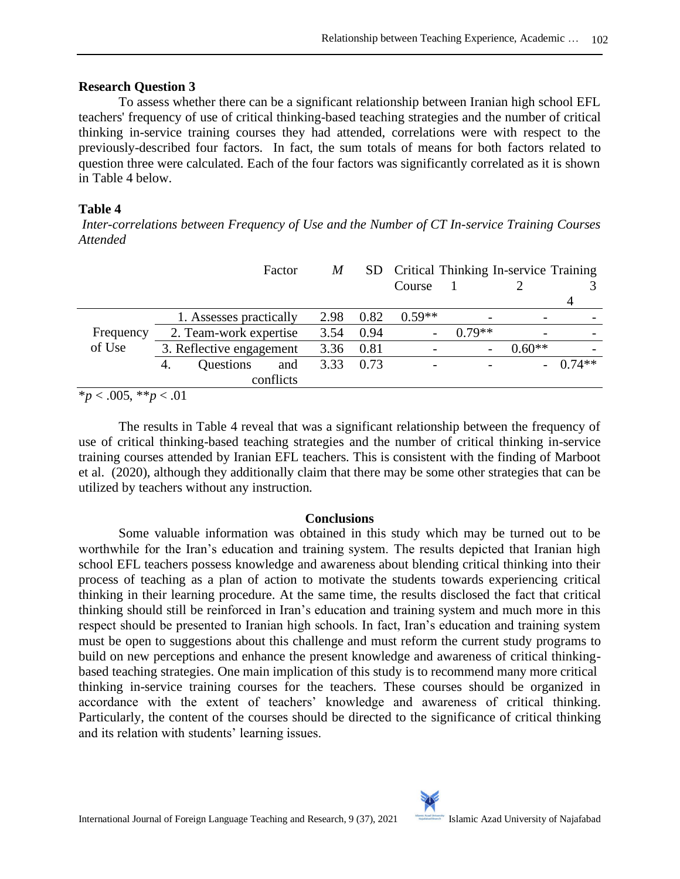**Research Question 3**

To assess whether there can be a significant relationship between Iranian high school EFL teachers' frequency of use of critical thinking-based teaching strategies and the number of critical thinking in-service training courses they had attended, correlations were with respect to the previously-described four factors. In fact, the sum totals of means for both factors related to question three were calculated. Each of the four factors was significantly correlated as it is shown in Table 4 below.

**Table 4**

*Inter-correlations between Frequency of Use and the Number of CT In-service Training Courses Attended*

| | Factor | *M* | SD | Critical Thinking In-service Training Course 1 | 2 | 3 | 4 |
|---|---|---|---|---|---|---|---|
| Frequency of Use | 1. Assesses practically | 2.98 | 0.82 | 0.59** | - | - | - |
| | 2. Team-work expertise | 3.54 | 0.94 | - | 0.79** | - | - |
| | 3. Reflective engagement | 3.36 | 0.81 | - | - | 0.60** | - |
| | 4. Questions and conflicts | 3.33 | 0.73 | - | - | - | 0.74** |

*$p < .005$, **$p < .01$

The results in Table 4 reveal that was a significant relationship between the frequency of use of critical thinking-based teaching strategies and the number of critical thinking in-service training courses attended by Iranian EFL teachers. This is consistent with the finding of Marboot et al. (2020), although they additionally claim that there may be some other strategies that can be utilized by teachers without any instruction.

## Conclusions

Some valuable information was obtained in this study which may be turned out to be worthwhile for the Iran's education and training system. The results depicted that Iranian high school EFL teachers possess knowledge and awareness about blending critical thinking into their process of teaching as a plan of action to motivate the students towards experiencing critical thinking in their learning procedure. At the same time, the results disclosed the fact that critical thinking should still be reinforced in Iran's education and training system and much more in this respect should be presented to Iranian high schools. In fact, Iran's education and training system must be open to suggestions about this challenge and must reform the current study programs to build on new perceptions and enhance the present knowledge and awareness of critical thinking-based teaching strategies. One main implication of this study is to recommend many more critical thinking in-service training courses for the teachers. These courses should be organized in accordance with the extent of teachers' knowledge and awareness of critical thinking. Particularly, the content of the courses should be directed to the significance of critical thinking and its relation with students' learning issues.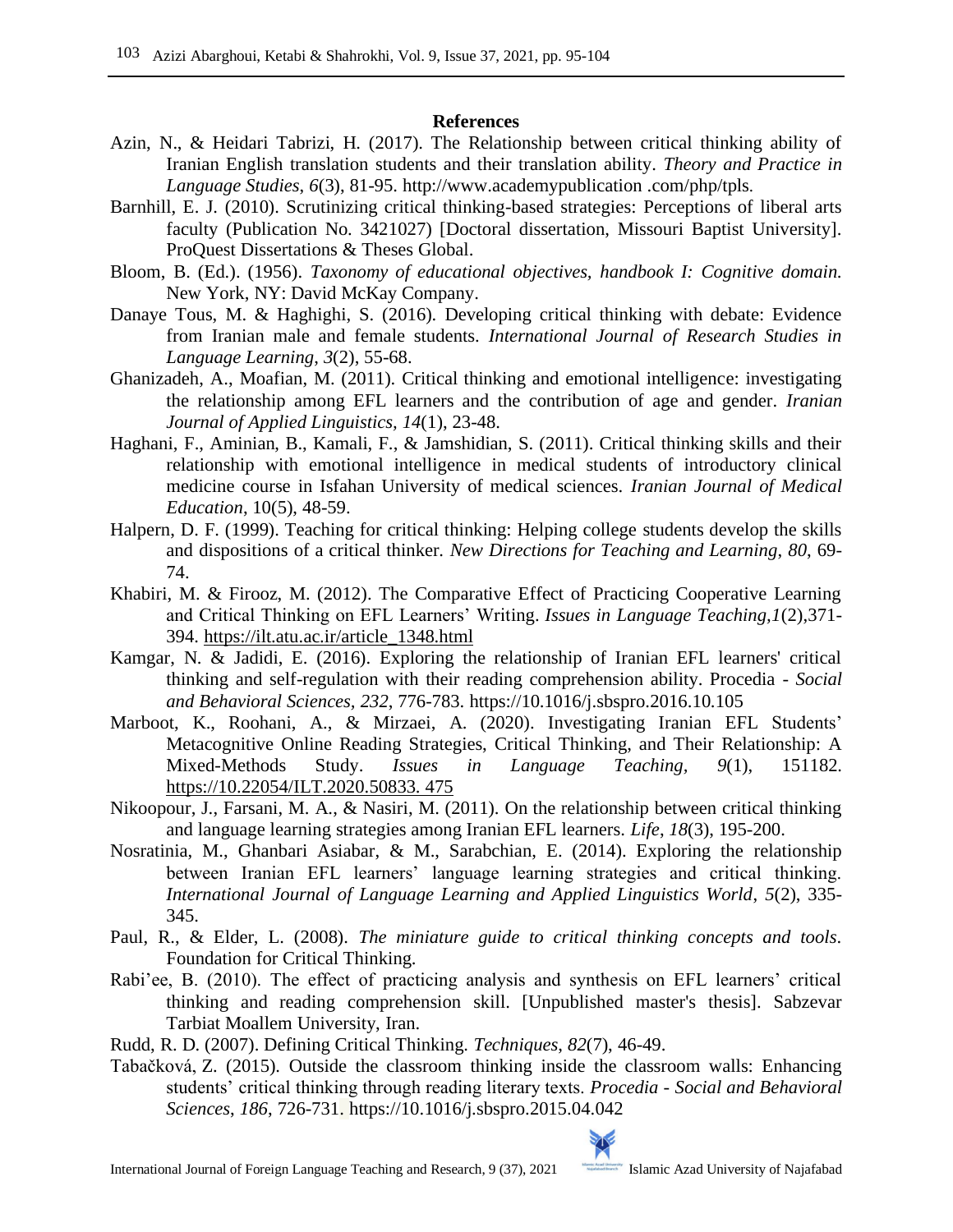## References

Azin, N., & Heidari Tabrizi, H. (2017). The Relationship between critical thinking ability of Iranian English translation students and their translation ability. *Theory and Practice in Language Studies*, *6*(3), 81-95. http://www.academypublication .com/php/tpls.

Barnhill, E. J. (2010). Scrutinizing critical thinking-based strategies: Perceptions of liberal arts faculty (Publication No. 3421027) [Doctoral dissertation, Missouri Baptist University]. ProQuest Dissertations & Theses Global.

Bloom, B. (Ed.). (1956). *Taxonomy of educational objectives, handbook I: Cognitive domain.* New York, NY: David McKay Company.

Danaye Tous, M. & Haghighi, S. (2016). Developing critical thinking with debate: Evidence from Iranian male and female students. *International Journal of Research Studies in Language Learning*, *3*(2), 55-68.

Ghanizadeh, A., Moafian, M. (2011). Critical thinking and emotional intelligence: investigating the relationship among EFL learners and the contribution of age and gender. *Iranian Journal of Applied Linguistics*, *14*(1), 23-48.

Haghani, F., Aminian, B., Kamali, F., & Jamshidian, S. (2011). Critical thinking skills and their relationship with emotional intelligence in medical students of introductory clinical medicine course in Isfahan University of medical sciences. *Iranian Journal of Medical Education*, 10(5), 48-59.

Halpern, D. F. (1999). Teaching for critical thinking: Helping college students develop the skills and dispositions of a critical thinker. *New Directions for Teaching and Learning*, *80*, 69-74.

Khabiri, M. & Firooz, M. (2012). The Comparative Effect of Practicing Cooperative Learning and Critical Thinking on EFL Learners' Writing. *Issues in Language Teaching*,*1*(2),371-394. https://ilt.atu.ac.ir/article_1348.html

Kamgar, N. & Jadidi, E. (2016). Exploring the relationship of Iranian EFL learners' critical thinking and self-regulation with their reading comprehension ability. Procedia - *Social and Behavioral Sciences*, *232*, 776-783. https://10.1016/j.sbspro.2016.10.105

Marboot, K., Roohani, A., & Mirzaei, A. (2020). Investigating Iranian EFL Students' Metacognitive Online Reading Strategies, Critical Thinking, and Their Relationship: A Mixed-Methods Study. *Issues in Language Teaching*, *9*(1), 151182. https://10.22054/ILT.2020.50833. 475

Nikoopour, J., Farsani, M. A., & Nasiri, M. (2011). On the relationship between critical thinking and language learning strategies among Iranian EFL learners. *Life*, *18*(3), 195-200.

Nosratinia, M., Ghanbari Asiabar, & M., Sarabchian, E. (2014). Exploring the relationship between Iranian EFL learners' language learning strategies and critical thinking. *International Journal of Language Learning and Applied Linguistics World*, *5*(2), 335-345.

Paul, R., & Elder, L. (2008). *The miniature guide to critical thinking concepts and tools*. Foundation for Critical Thinking.

Rabi'ee, B. (2010). The effect of practicing analysis and synthesis on EFL learners' critical thinking and reading comprehension skill. [Unpublished master's thesis]. Sabzevar Tarbiat Moallem University, Iran.

Rudd, R. D. (2007). Defining Critical Thinking. *Techniques*, *82*(7), 46-49.

Tabačková, Z. (2015). Outside the classroom thinking inside the classroom walls: Enhancing students' critical thinking through reading literary texts. *Procedia - Social and Behavioral Sciences*, *186*, 726-731. https://10.1016/j.sbspro.2015.04.042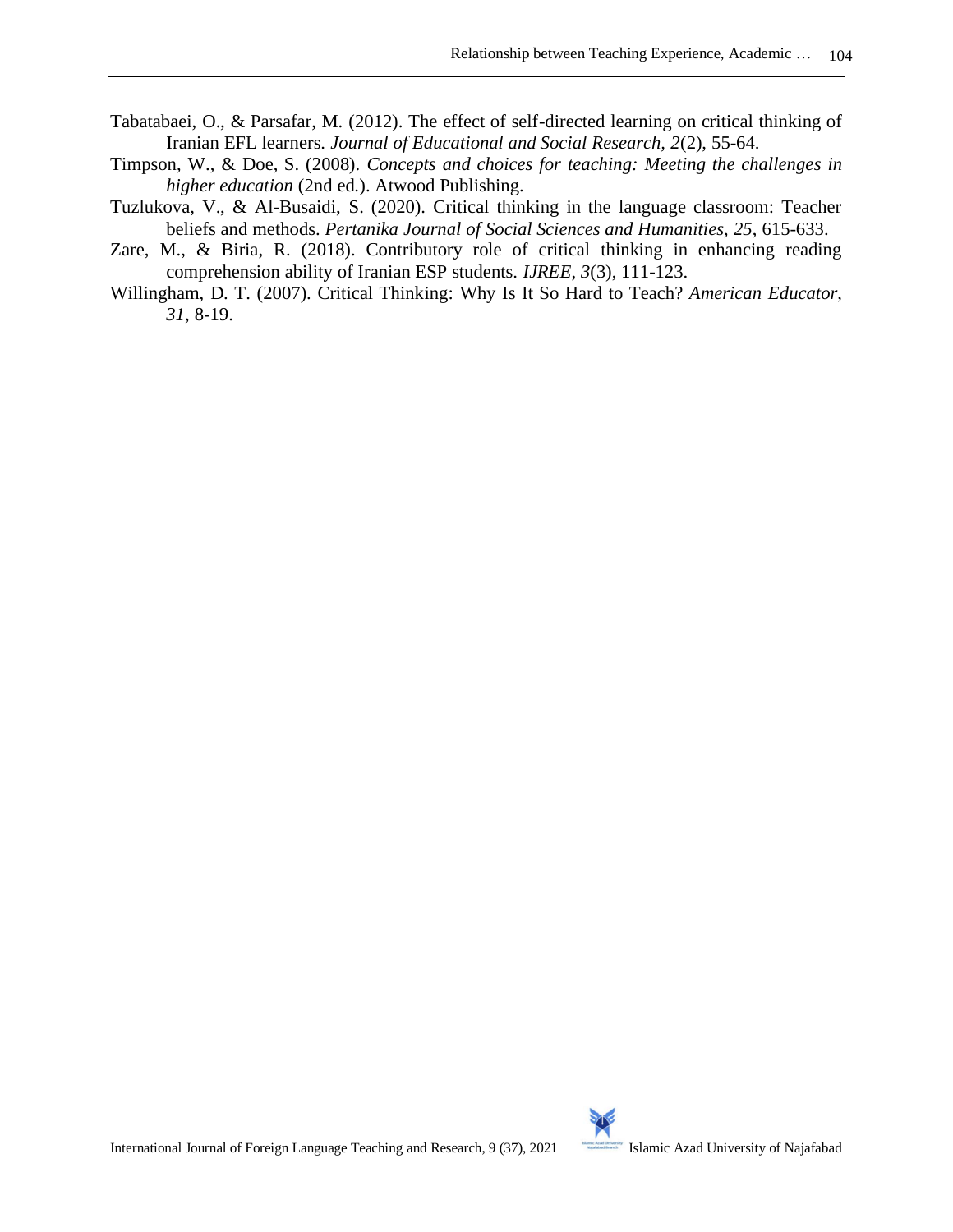Tabatabaei, O., & Parsafar, M. (2012). The effect of self-directed learning on critical thinking of Iranian EFL learners. *Journal of Educational and Social Research, 2*(2), 55-64.

Timpson, W., & Doe, S. (2008). *Concepts and choices for teaching: Meeting the challenges in higher education* (2nd ed.). Atwood Publishing.

Tuzlukova, V., & Al-Busaidi, S. (2020). Critical thinking in the language classroom: Teacher beliefs and methods. *Pertanika Journal of Social Sciences and Humanities*, *25*, 615-633.

Zare, M., & Biria, R. (2018). Contributory role of critical thinking in enhancing reading comprehension ability of Iranian ESP students. *IJREE*, *3*(3), 111-123.

Willingham, D. T. (2007). Critical Thinking: Why Is It So Hard to Teach? *American Educator*, *31*, 8-19.